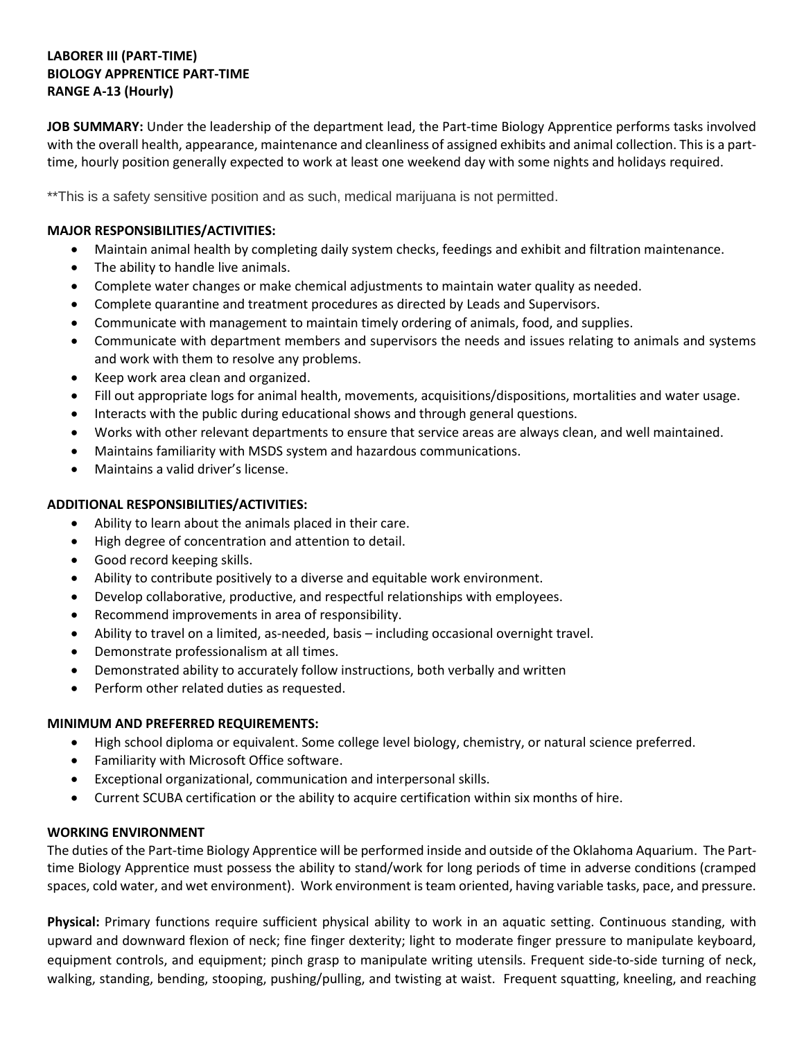**LABORER III (PART-TIME)**
**BIOLOGY APPRENTICE PART-TIME**
**RANGE A-13 (Hourly)**

**JOB SUMMARY:** Under the leadership of the department lead, the Part-time Biology Apprentice performs tasks involved with the overall health, appearance, maintenance and cleanliness of assigned exhibits and animal collection. This is a part-time, hourly position generally expected to work at least one weekend day with some nights and holidays required.

**This is a safety sensitive position and as such, medical marijuana is not permitted.

**MAJOR RESPONSIBILITIES/ACTIVITIES:**

- Maintain animal health by completing daily system checks, feedings and exhibit and filtration maintenance.
- The ability to handle live animals.
- Complete water changes or make chemical adjustments to maintain water quality as needed.
- Complete quarantine and treatment procedures as directed by Leads and Supervisors.
- Communicate with management to maintain timely ordering of animals, food, and supplies.
- Communicate with department members and supervisors the needs and issues relating to animals and systems and work with them to resolve any problems.
- Keep work area clean and organized.
- Fill out appropriate logs for animal health, movements, acquisitions/dispositions, mortalities and water usage.
- Interacts with the public during educational shows and through general questions.
- Works with other relevant departments to ensure that service areas are always clean, and well maintained.
- Maintains familiarity with MSDS system and hazardous communications.
- Maintains a valid driver's license.

**ADDITIONAL RESPONSIBILITIES/ACTIVITIES:**

- Ability to learn about the animals placed in their care.
- High degree of concentration and attention to detail.
- Good record keeping skills.
- Ability to contribute positively to a diverse and equitable work environment.
- Develop collaborative, productive, and respectful relationships with employees.
- Recommend improvements in area of responsibility.
- Ability to travel on a limited, as-needed, basis – including occasional overnight travel.
- Demonstrate professionalism at all times.
- Demonstrated ability to accurately follow instructions, both verbally and written
- Perform other related duties as requested.

**MINIMUM AND PREFERRED REQUIREMENTS:**

- High school diploma or equivalent. Some college level biology, chemistry, or natural science preferred.
- Familiarity with Microsoft Office software.
- Exceptional organizational, communication and interpersonal skills.
- Current SCUBA certification or the ability to acquire certification within six months of hire.

**WORKING ENVIRONMENT**

The duties of the Part-time Biology Apprentice will be performed inside and outside of the Oklahoma Aquarium. The Part-time Biology Apprentice must possess the ability to stand/work for long periods of time in adverse conditions (cramped spaces, cold water, and wet environment). Work environment is team oriented, having variable tasks, pace, and pressure.

**Physical:** Primary functions require sufficient physical ability to work in an aquatic setting. Continuous standing, with upward and downward flexion of neck; fine finger dexterity; light to moderate finger pressure to manipulate keyboard, equipment controls, and equipment; pinch grasp to manipulate writing utensils. Frequent side-to-side turning of neck, walking, standing, bending, stooping, pushing/pulling, and twisting at waist. Frequent squatting, kneeling, and reaching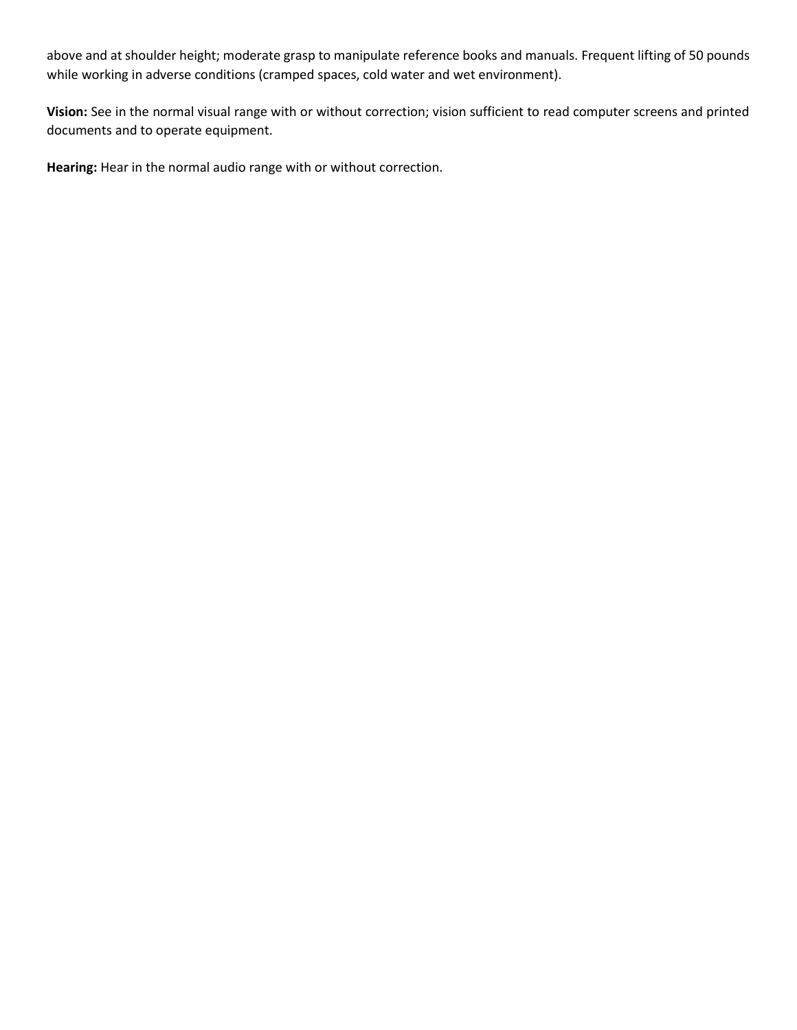above and at shoulder height; moderate grasp to manipulate reference books and manuals. Frequent lifting of 50 pounds while working in adverse conditions (cramped spaces, cold water and wet environment).

**Vision:** See in the normal visual range with or without correction; vision sufficient to read computer screens and printed documents and to operate equipment.

**Hearing:** Hear in the normal audio range with or without correction.